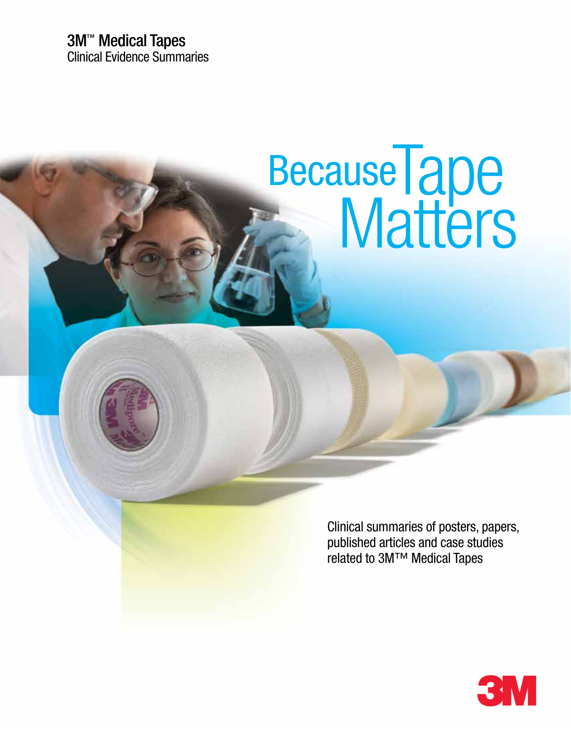# 3M™ Medical Tapes

Clinical Evidence Summaries

# Because Tape Matters

Clinical summaries of posters, papers, published articles and case studies related to 3M™ Medical Tapes

3M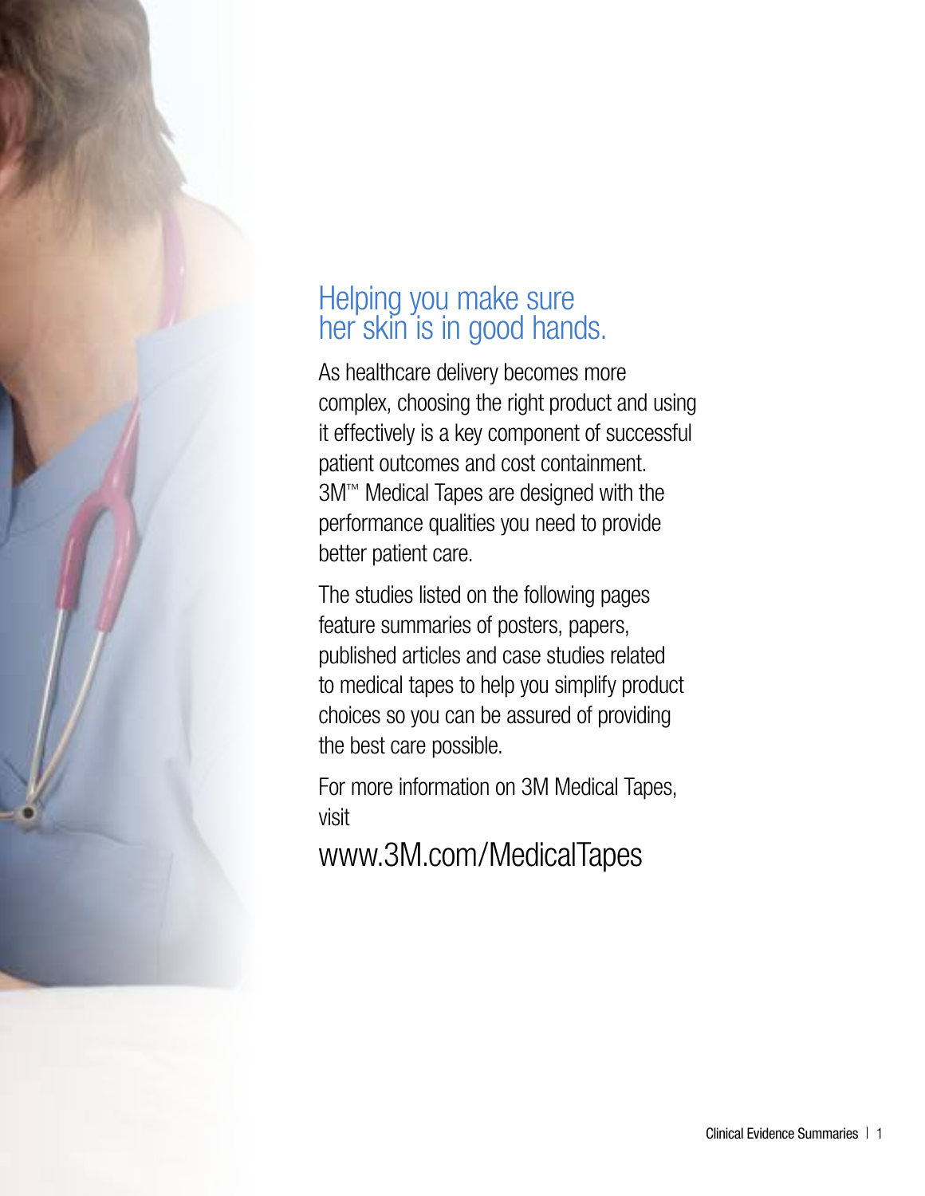# Helping you make sure her skin is in good hands.

As healthcare delivery becomes more complex, choosing the right product and using it effectively is a key component of successful patient outcomes and cost containment. 3M™ Medical Tapes are designed with the performance qualities you need to provide better patient care.

The studies listed on the following pages feature summaries of posters, papers, published articles and case studies related to medical tapes to help you simplify product choices so you can be assured of providing the best care possible.

For more information on 3M Medical Tapes, visit

www.3M.com/MedicalTapes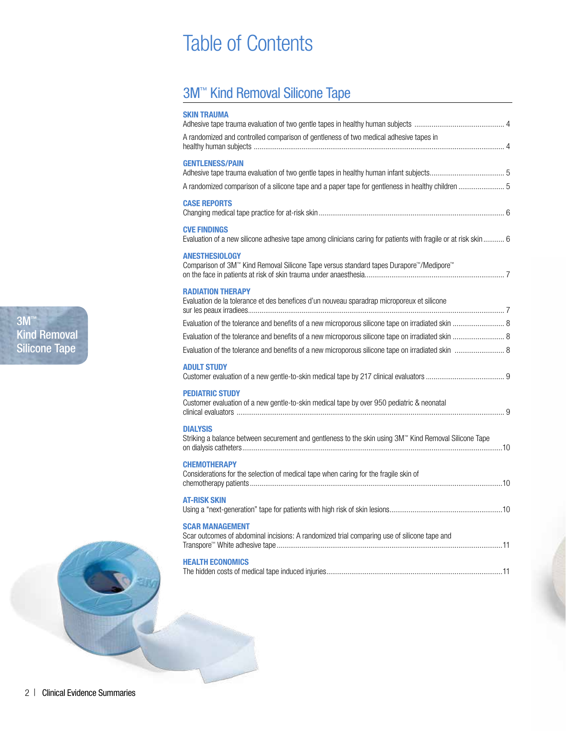# Table of Contents

## 3M™ Kind Removal Silicone Tape

**SKIN TRAUMA**

Adhesive tape trauma evaluation of two gentle tapes in healthy human subjects ............................................... 4

A randomized and controlled comparison of gentleness of two medical adhesive tapes in healthy human subjects ............................................................................................................................................. 4

**GENTLENESS/PAIN**

Adhesive tape trauma evaluation of two gentle tapes in healthy human infant subjects....................................... 5

A randomized comparison of a silicone tape and a paper tape for gentleness in healthy children ........................ 5

**CASE REPORTS**

Changing medical tape practice for at-risk skin ................................................................................................ 6

**CVE FINDINGS**

Evaluation of a new silicone adhesive tape among clinicians caring for patients with fragile or at risk skin ........... 6

**ANESTHESIOLOGY**

Comparison of 3M™ Kind Removal Silicone Tape versus standard tapes Durapore™/Medipore™ on the face in patients at risk of skin trauma under anaesthesia........................................................................ 7

**RADIATION THERAPY**

Evaluation de la tolerance et des benefices d'un nouveau sparadrap microporeux et silicone sur les peaux irradiees...................................................................................................................................... 7

Evaluation of the tolerance and benefits of a new microporous silicone tape on irradiated skin ........................... 8

Evaluation of the tolerance and benefits of a new microporous silicone tape on irradiated skin ........................... 8

Evaluation of the tolerance and benefits of a new microporous silicone tape on irradiated skin .......................... 8

**ADULT STUDY**

Customer evaluation of a new gentle-to-skin medical tape by 217 clinical evaluators ......................................... 9

**PEDIATRIC STUDY**

Customer evaluation of a new gentle-to-skin medical tape by over 950 pediatric & neonatal clinical evaluators ........................................................................................................................................... 9

**DIALYSIS**

Striking a balance between securement and gentleness to the skin using 3M™ Kind Removal Silicone Tape on dialysis catheters......................................................................................................................................10

**CHEMOTHERAPY**

Considerations for the selection of medical tape when caring for the fragile skin of chemotherapy patients..................................................................................................................................10

**AT-RISK SKIN**

Using a "next-generation" tape for patients with high risk of skin lesions..........................................................10

**SCAR MANAGEMENT**

Scar outcomes of abdominal incisions: A randomized trial comparing use of silicone tape and Transpore™ White adhesive tape.....................................................................................................................11

**HEALTH ECONOMICS**

The hidden costs of medical tape induced injuries...........................................................................................11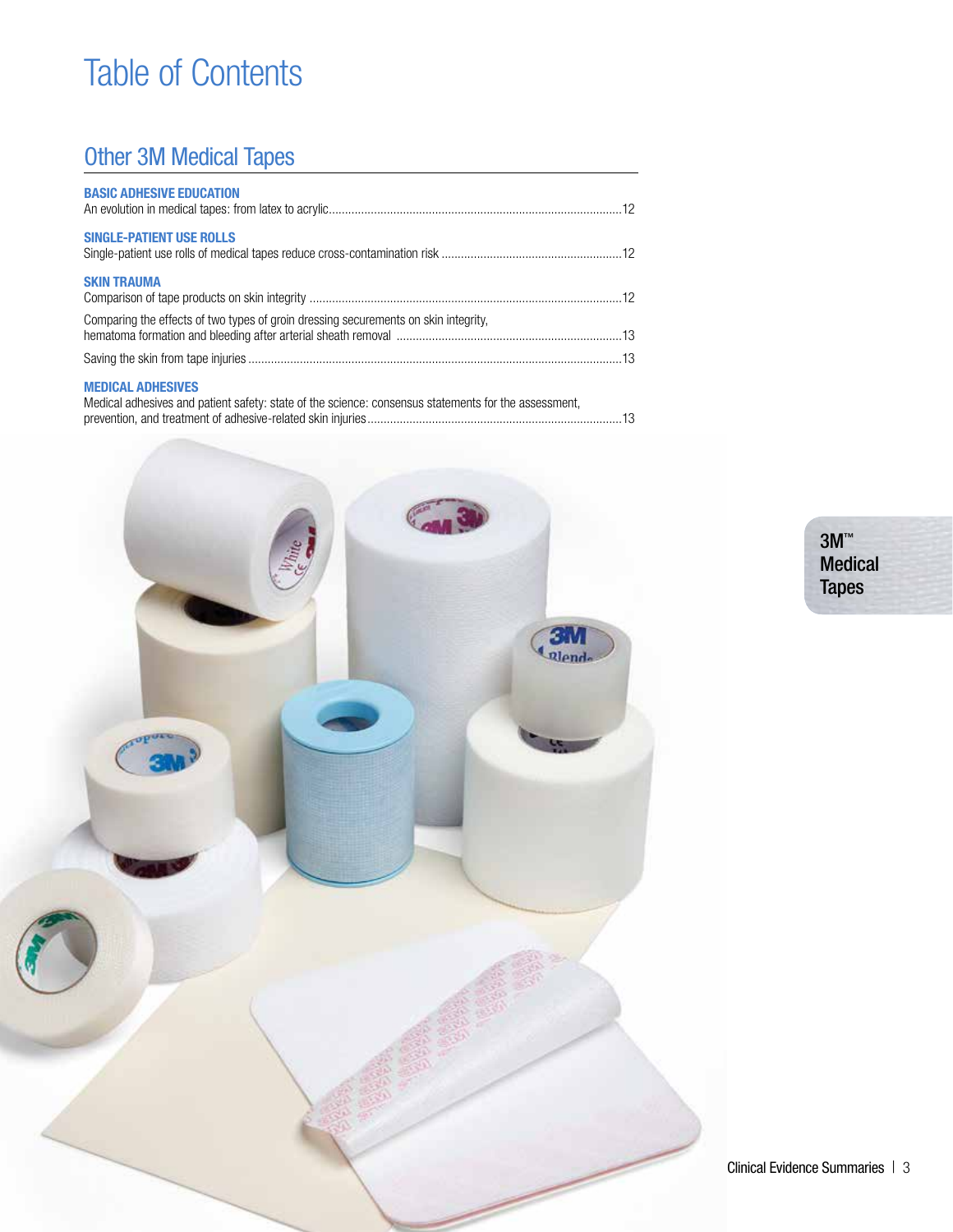# Table of Contents

## Other 3M Medical Tapes

**BASIC ADHESIVE EDUCATION**

An evolution in medical tapes: from latex to acrylic....12

**SINGLE-PATIENT USE ROLLS**

Single-patient use rolls of medical tapes reduce cross-contamination risk....12

**SKIN TRAUMA**

Comparison of tape products on skin integrity....12

Comparing the effects of two types of groin dressing securements on skin integrity, hematoma formation and bleeding after arterial sheath removal....13

Saving the skin from tape injuries....13

**MEDICAL ADHESIVES**

Medical adhesives and patient safety: state of the science: consensus statements for the assessment, prevention, and treatment of adhesive-related skin injuries....13

3M™ Medical Tapes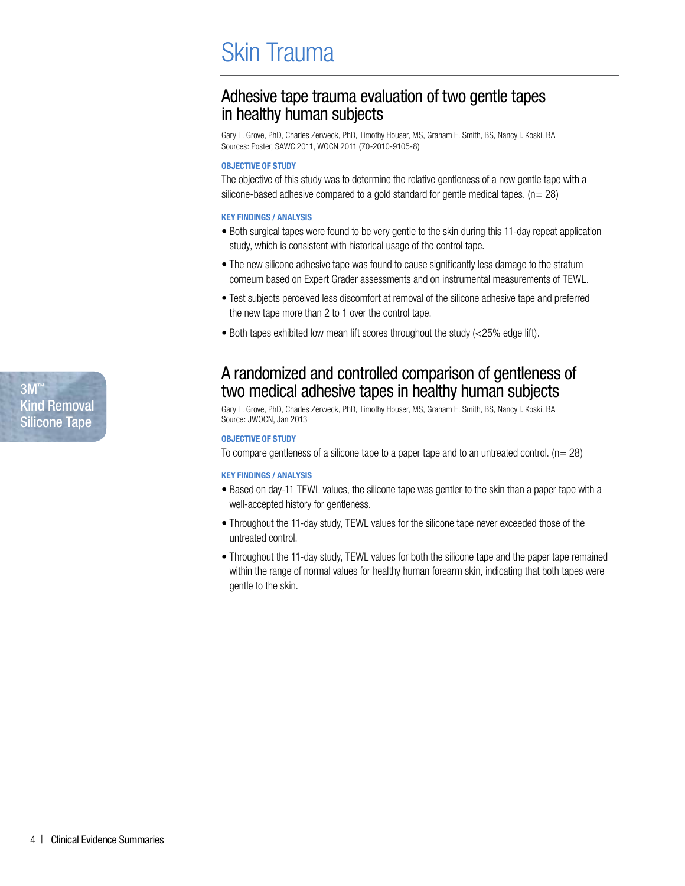# Skin Trauma

3M™ Kind Removal Silicone Tape

## Adhesive tape trauma evaluation of two gentle tapes in healthy human subjects

Gary L. Grove, PhD, Charles Zerweck, PhD, Timothy Houser, MS, Graham E. Smith, BS, Nancy I. Koski, BA
Sources: Poster, SAWC 2011, WOCN 2011 (70-2010-9105-8)

**OBJECTIVE OF STUDY**

The objective of this study was to determine the relative gentleness of a new gentle tape with a silicone-based adhesive compared to a gold standard for gentle medical tapes. (n= 28)

**KEY FINDINGS / ANALYSIS**

- Both surgical tapes were found to be very gentle to the skin during this 11-day repeat application study, which is consistent with historical usage of the control tape.
- The new silicone adhesive tape was found to cause significantly less damage to the stratum corneum based on Expert Grader assessments and on instrumental measurements of TEWL.
- Test subjects perceived less discomfort at removal of the silicone adhesive tape and preferred the new tape more than 2 to 1 over the control tape.
- Both tapes exhibited low mean lift scores throughout the study (<25% edge lift).

## A randomized and controlled comparison of gentleness of two medical adhesive tapes in healthy human subjects

Gary L. Grove, PhD, Charles Zerweck, PhD, Timothy Houser, MS, Graham E. Smith, BS, Nancy I. Koski, BA
Source: JWOCN, Jan 2013

**OBJECTIVE OF STUDY**

To compare gentleness of a silicone tape to a paper tape and to an untreated control. (n= 28)

**KEY FINDINGS / ANALYSIS**

- Based on day-11 TEWL values, the silicone tape was gentler to the skin than a paper tape with a well-accepted history for gentleness.
- Throughout the 11-day study, TEWL values for the silicone tape never exceeded those of the untreated control.
- Throughout the 11-day study, TEWL values for both the silicone tape and the paper tape remained within the range of normal values for healthy human forearm skin, indicating that both tapes were gentle to the skin.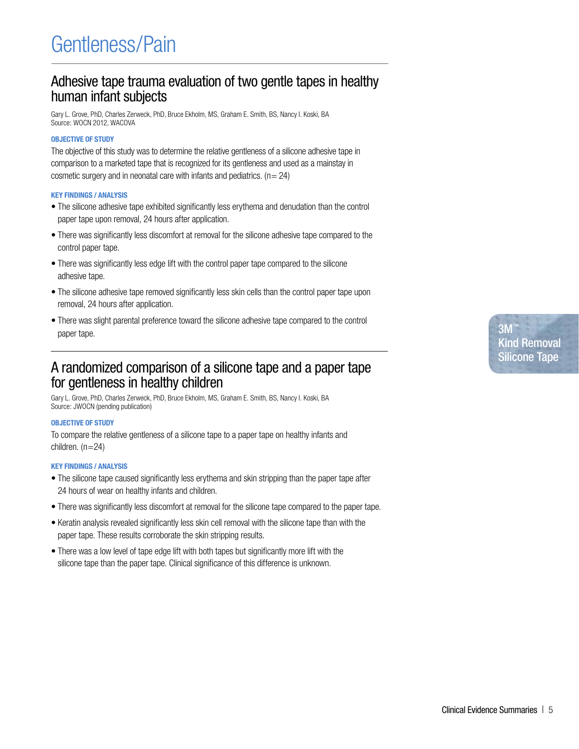# Gentleness/Pain

## Adhesive tape trauma evaluation of two gentle tapes in healthy human infant subjects

Gary L. Grove, PhD, Charles Zerweck, PhD, Bruce Ekholm, MS, Graham E. Smith, BS, Nancy I. Koski, BA
Source: WOCN 2012, WACOVA

### OBJECTIVE OF STUDY

The objective of this study was to determine the relative gentleness of a silicone adhesive tape in comparison to a marketed tape that is recognized for its gentleness and used as a mainstay in cosmetic surgery and in neonatal care with infants and pediatrics. (n= 24)

### KEY FINDINGS / ANALYSIS

- The silicone adhesive tape exhibited significantly less erythema and denudation than the control paper tape upon removal, 24 hours after application.
- There was significantly less discomfort at removal for the silicone adhesive tape compared to the control paper tape.
- There was significantly less edge lift with the control paper tape compared to the silicone adhesive tape.
- The silicone adhesive tape removed significantly less skin cells than the control paper tape upon removal, 24 hours after application.
- There was slight parental preference toward the silicone adhesive tape compared to the control paper tape.

3M™ Kind Removal Silicone Tape

## A randomized comparison of a silicone tape and a paper tape for gentleness in healthy children

Gary L. Grove, PhD, Charles Zerweck, PhD, Bruce Ekholm, MS, Graham E. Smith, BS, Nancy I. Koski, BA
Source: JWOCN (pending publication)

### OBJECTIVE OF STUDY

To compare the relative gentleness of a silicone tape to a paper tape on healthy infants and children. (n=24)

### KEY FINDINGS / ANALYSIS

- The silicone tape caused significantly less erythema and skin stripping than the paper tape after 24 hours of wear on healthy infants and children.
- There was significantly less discomfort at removal for the silicone tape compared to the paper tape.
- Keratin analysis revealed significantly less skin cell removal with the silicone tape than with the paper tape. These results corroborate the skin stripping results.
- There was a low level of tape edge lift with both tapes but significantly more lift with the silicone tape than the paper tape. Clinical significance of this difference is unknown.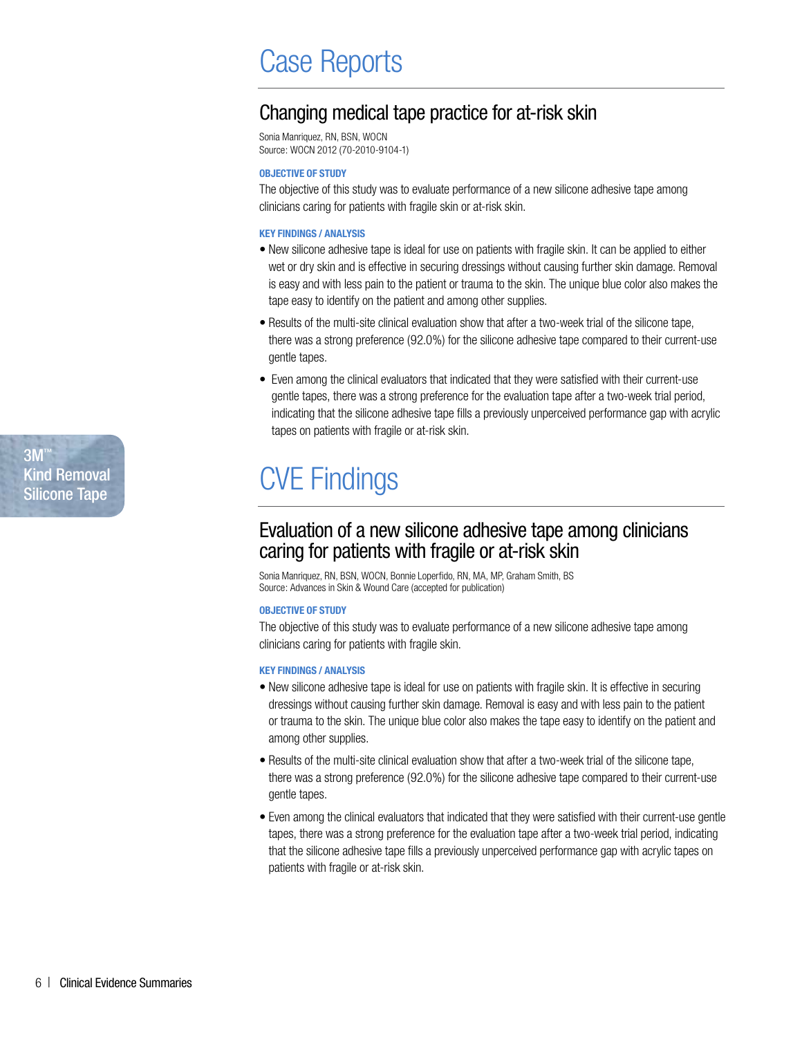3M™ Kind Removal Silicone Tape

# Case Reports

## Changing medical tape practice for at-risk skin

Sonia Manriquez, RN, BSN, WOCN
Source: WOCN 2012 (70-2010-9104-1)

**OBJECTIVE OF STUDY**

The objective of this study was to evaluate performance of a new silicone adhesive tape among clinicians caring for patients with fragile skin or at-risk skin.

**KEY FINDINGS / ANALYSIS**

- New silicone adhesive tape is ideal for use on patients with fragile skin. It can be applied to either wet or dry skin and is effective in securing dressings without causing further skin damage. Removal is easy and with less pain to the patient or trauma to the skin. The unique blue color also makes the tape easy to identify on the patient and among other supplies.
- Results of the multi-site clinical evaluation show that after a two-week trial of the silicone tape, there was a strong preference (92.0%) for the silicone adhesive tape compared to their current-use gentle tapes.
- Even among the clinical evaluators that indicated that they were satisfied with their current-use gentle tapes, there was a strong preference for the evaluation tape after a two-week trial period, indicating that the silicone adhesive tape fills a previously unperceived performance gap with acrylic tapes on patients with fragile or at-risk skin.

# CVE Findings

## Evaluation of a new silicone adhesive tape among clinicians caring for patients with fragile or at-risk skin

Sonia Manriquez, RN, BSN, WOCN, Bonnie Loperfido, RN, MA, MP, Graham Smith, BS
Source: Advances in Skin & Wound Care (accepted for publication)

**OBJECTIVE OF STUDY**

The objective of this study was to evaluate performance of a new silicone adhesive tape among clinicians caring for patients with fragile skin.

**KEY FINDINGS / ANALYSIS**

- New silicone adhesive tape is ideal for use on patients with fragile skin. It is effective in securing dressings without causing further skin damage. Removal is easy and with less pain to the patient or trauma to the skin. The unique blue color also makes the tape easy to identify on the patient and among other supplies.
- Results of the multi-site clinical evaluation show that after a two-week trial of the silicone tape, there was a strong preference (92.0%) for the silicone adhesive tape compared to their current-use gentle tapes.
- Even among the clinical evaluators that indicated that they were satisfied with their current-use gentle tapes, there was a strong preference for the evaluation tape after a two-week trial period, indicating that the silicone adhesive tape fills a previously unperceived performance gap with acrylic tapes on patients with fragile or at-risk skin.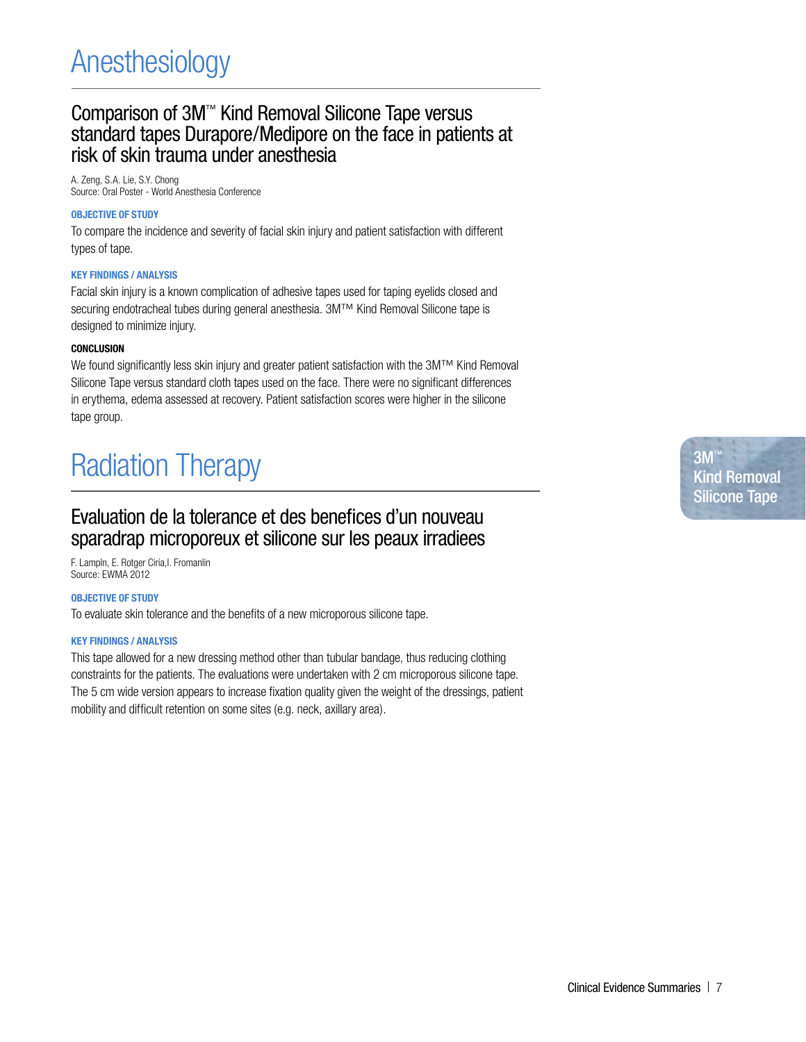# Anesthesiology

## Comparison of 3M™ Kind Removal Silicone Tape versus standard tapes Durapore/Medipore on the face in patients at risk of skin trauma under anesthesia

A. Zeng, S.A. Lie, S.Y. Chong
Source: Oral Poster - World Anesthesia Conference

**OBJECTIVE OF STUDY**

To compare the incidence and severity of facial skin injury and patient satisfaction with different types of tape.

**KEY FINDINGS / ANALYSIS**

Facial skin injury is a known complication of adhesive tapes used for taping eyelids closed and securing endotracheal tubes during general anesthesia. 3M™ Kind Removal Silicone tape is designed to minimize injury.

**CONCLUSION**

We found significantly less skin injury and greater patient satisfaction with the 3M™ Kind Removal Silicone Tape versus standard cloth tapes used on the face. There were no significant differences in erythema, edema assessed at recovery. Patient satisfaction scores were higher in the silicone tape group.

# Radiation Therapy

## Evaluation de la tolerance et des benefices d'un nouveau sparadrap microporeux et silicone sur les peaux irradiees

F. Lampln, E. Rotger Ciria,I. Fromanlin
Source: EWMA 2012

**OBJECTIVE OF STUDY**

To evaluate skin tolerance and the benefits of a new microporous silicone tape.

**KEY FINDINGS / ANALYSIS**

This tape allowed for a new dressing method other than tubular bandage, thus reducing clothing constraints for the patients. The evaluations were undertaken with 2 cm microporous silicone tape. The 5 cm wide version appears to increase fixation quality given the weight of the dressings, patient mobility and difficult retention on some sites (e.g. neck, axillary area).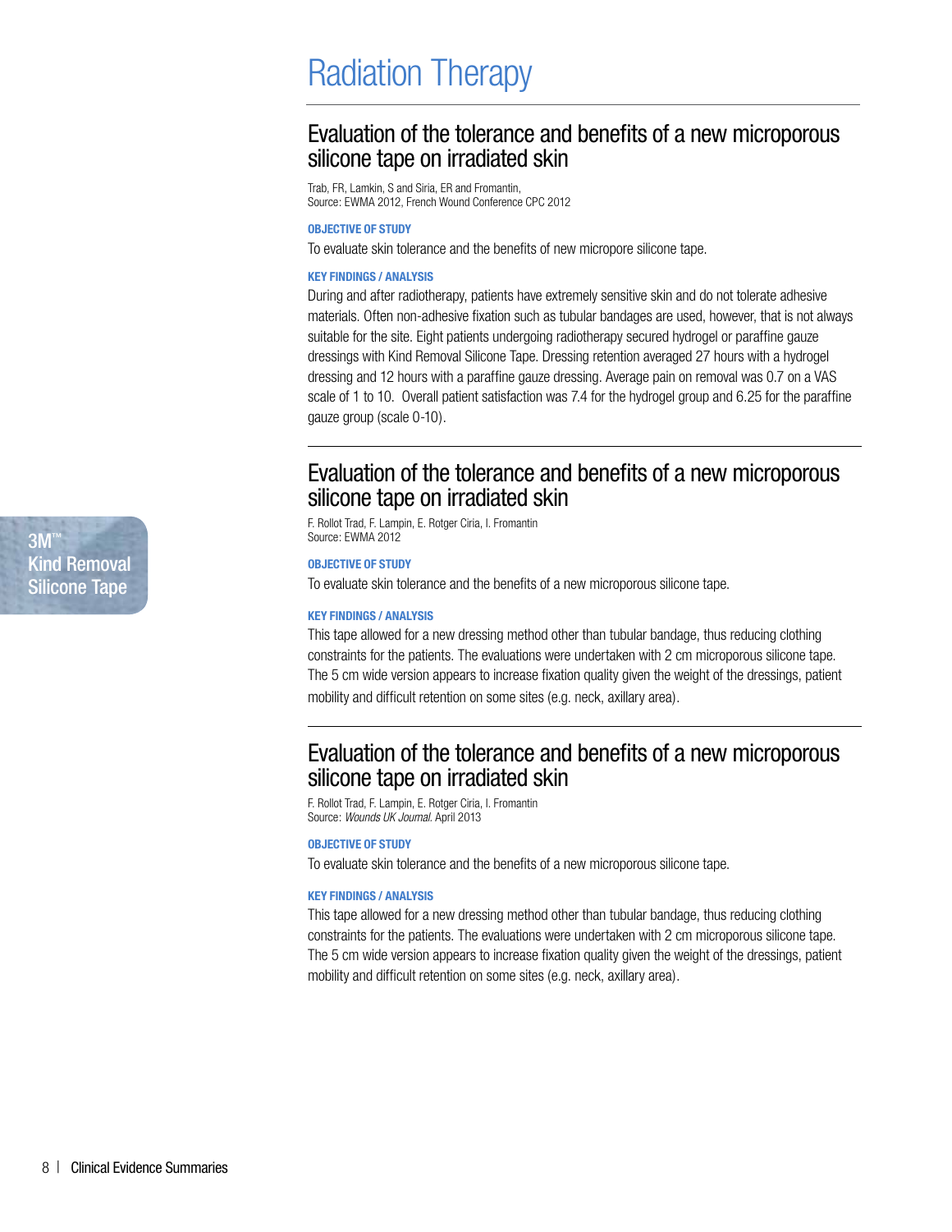# Radiation Therapy

3M™ Kind Removal Silicone Tape

## Evaluation of the tolerance and benefits of a new microporous silicone tape on irradiated skin

Trab, FR, Lamkin, S and Siria, ER and Fromantin,
Source: EWMA 2012, French Wound Conference CPC 2012

**OBJECTIVE OF STUDY**

To evaluate skin tolerance and the benefits of new micropore silicone tape.

**KEY FINDINGS / ANALYSIS**

During and after radiotherapy, patients have extremely sensitive skin and do not tolerate adhesive materials. Often non-adhesive fixation such as tubular bandages are used, however, that is not always suitable for the site. Eight patients undergoing radiotherapy secured hydrogel or paraffine gauze dressings with Kind Removal Silicone Tape. Dressing retention averaged 27 hours with a hydrogel dressing and 12 hours with a paraffine gauze dressing. Average pain on removal was 0.7 on a VAS scale of 1 to 10. Overall patient satisfaction was 7.4 for the hydrogel group and 6.25 for the paraffine gauze group (scale 0-10).

## Evaluation of the tolerance and benefits of a new microporous silicone tape on irradiated skin

F. Rollot Trad, F. Lampin, E. Rotger Ciria, I. Fromantin
Source: EWMA 2012

**OBJECTIVE OF STUDY**

To evaluate skin tolerance and the benefits of a new microporous silicone tape.

**KEY FINDINGS / ANALYSIS**

This tape allowed for a new dressing method other than tubular bandage, thus reducing clothing constraints for the patients. The evaluations were undertaken with 2 cm microporous silicone tape. The 5 cm wide version appears to increase fixation quality given the weight of the dressings, patient mobility and difficult retention on some sites (e.g. neck, axillary area).

## Evaluation of the tolerance and benefits of a new microporous silicone tape on irradiated skin

F. Rollot Trad, F. Lampin, E. Rotger Ciria, I. Fromantin
Source: *Wounds UK Journal.* April 2013

**OBJECTIVE OF STUDY**

To evaluate skin tolerance and the benefits of a new microporous silicone tape.

**KEY FINDINGS / ANALYSIS**

This tape allowed for a new dressing method other than tubular bandage, thus reducing clothing constraints for the patients. The evaluations were undertaken with 2 cm microporous silicone tape. The 5 cm wide version appears to increase fixation quality given the weight of the dressings, patient mobility and difficult retention on some sites (e.g. neck, axillary area).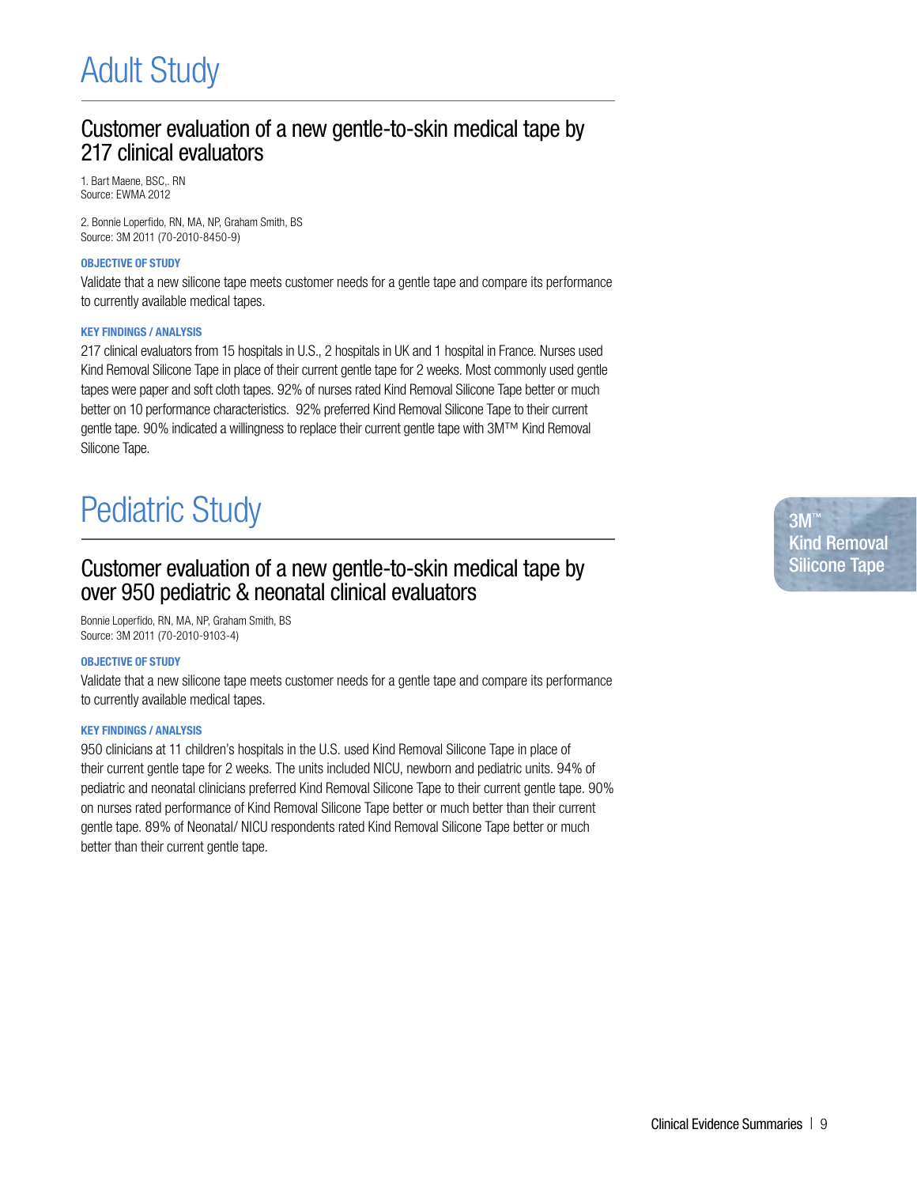# Adult Study

## Customer evaluation of a new gentle-to-skin medical tape by 217 clinical evaluators

1. Bart Maene, BSC,. RN
Source: EWMA 2012

2. Bonnie Loperfido, RN, MA, NP, Graham Smith, BS
Source: 3M 2011 (70-2010-8450-9)

**OBJECTIVE OF STUDY**

Validate that a new silicone tape meets customer needs for a gentle tape and compare its performance to currently available medical tapes.

**KEY FINDINGS / ANALYSIS**

217 clinical evaluators from 15 hospitals in U.S., 2 hospitals in UK and 1 hospital in France. Nurses used Kind Removal Silicone Tape in place of their current gentle tape for 2 weeks. Most commonly used gentle tapes were paper and soft cloth tapes. 92% of nurses rated Kind Removal Silicone Tape better or much better on 10 performance characteristics. 92% preferred Kind Removal Silicone Tape to their current gentle tape. 90% indicated a willingness to replace their current gentle tape with 3M™ Kind Removal Silicone Tape.

# Pediatric Study

## Customer evaluation of a new gentle-to-skin medical tape by over 950 pediatric & neonatal clinical evaluators

Bonnie Loperfido, RN, MA, NP, Graham Smith, BS
Source: 3M 2011 (70-2010-9103-4)

**OBJECTIVE OF STUDY**

Validate that a new silicone tape meets customer needs for a gentle tape and compare its performance to currently available medical tapes.

**KEY FINDINGS / ANALYSIS**

950 clinicians at 11 children's hospitals in the U.S. used Kind Removal Silicone Tape in place of their current gentle tape for 2 weeks. The units included NICU, newborn and pediatric units. 94% of pediatric and neonatal clinicians preferred Kind Removal Silicone Tape to their current gentle tape. 90% on nurses rated performance of Kind Removal Silicone Tape better or much better than their current gentle tape. 89% of Neonatal/ NICU respondents rated Kind Removal Silicone Tape better or much better than their current gentle tape.

3M™ Kind Removal Silicone Tape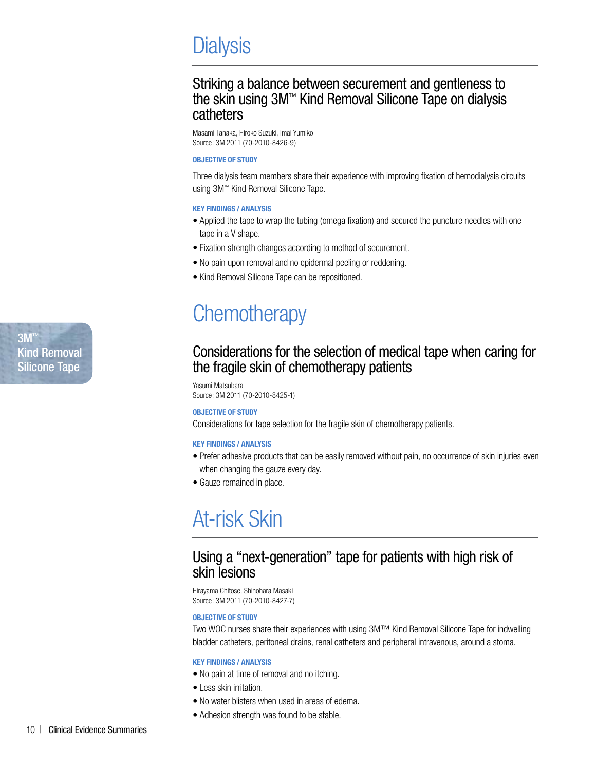3M™ Kind Removal Silicone Tape

# Dialysis

## Striking a balance between securement and gentleness to the skin using 3M™ Kind Removal Silicone Tape on dialysis catheters

Masami Tanaka, Hiroko Suzuki, Imai Yumiko
Source: 3M 2011 (70-2010-8426-9)

**OBJECTIVE OF STUDY**

Three dialysis team members share their experience with improving fixation of hemodialysis circuits using 3M™ Kind Removal Silicone Tape.

**KEY FINDINGS / ANALYSIS**

- Applied the tape to wrap the tubing (omega fixation) and secured the puncture needles with one tape in a V shape.
- Fixation strength changes according to method of securement.
- No pain upon removal and no epidermal peeling or reddening.
- Kind Removal Silicone Tape can be repositioned.

# Chemotherapy

## Considerations for the selection of medical tape when caring for the fragile skin of chemotherapy patients

Yasumi Matsubara
Source: 3M 2011 (70-2010-8425-1)

**OBJECTIVE OF STUDY**

Considerations for tape selection for the fragile skin of chemotherapy patients.

**KEY FINDINGS / ANALYSIS**

- Prefer adhesive products that can be easily removed without pain, no occurrence of skin injuries even when changing the gauze every day.
- Gauze remained in place.

# At-risk Skin

## Using a "next-generation" tape for patients with high risk of skin lesions

Hirayama Chitose, Shinohara Masaki
Source: 3M 2011 (70-2010-8427-7)

**OBJECTIVE OF STUDY**

Two WOC nurses share their experiences with using 3M™ Kind Removal Silicone Tape for indwelling bladder catheters, peritoneal drains, renal catheters and peripheral intravenous, around a stoma.

**KEY FINDINGS / ANALYSIS**

- No pain at time of removal and no itching.
- Less skin irritation.
- No water blisters when used in areas of edema.
- Adhesion strength was found to be stable.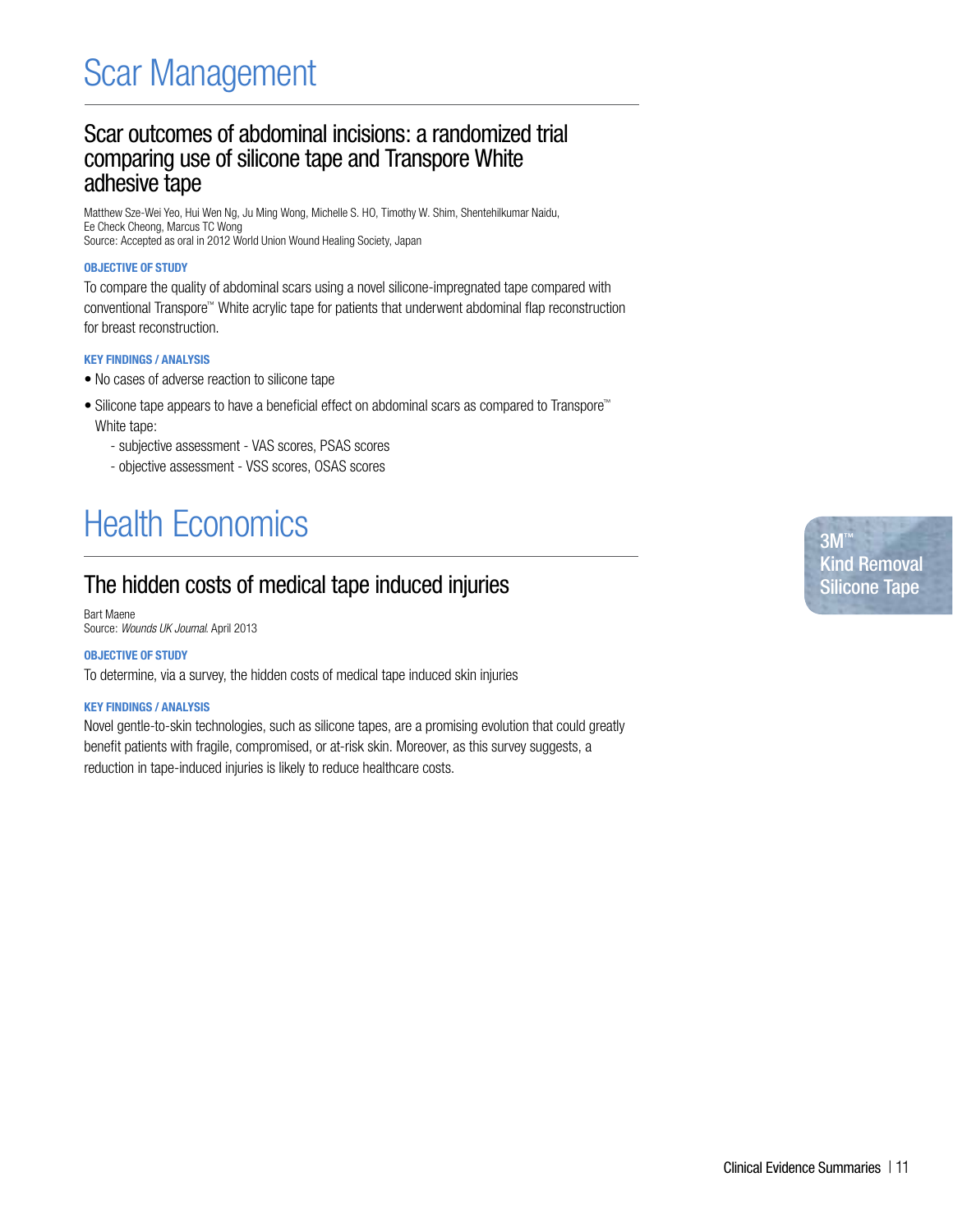# Scar Management

## Scar outcomes of abdominal incisions: a randomized trial comparing use of silicone tape and Transpore White adhesive tape

Matthew Sze-Wei Yeo, Hui Wen Ng, Ju Ming Wong, Michelle S. HO, Timothy W. Shim, Shentehilkumar Naidu, Ee Check Cheong, Marcus TC Wong
Source: Accepted as oral in 2012 World Union Wound Healing Society, Japan

**OBJECTIVE OF STUDY**

To compare the quality of abdominal scars using a novel silicone-impregnated tape compared with conventional Transpore™ White acrylic tape for patients that underwent abdominal flap reconstruction for breast reconstruction.

**KEY FINDINGS / ANALYSIS**

- No cases of adverse reaction to silicone tape
- Silicone tape appears to have a beneficial effect on abdominal scars as compared to Transpore™ White tape:
  - subjective assessment - VAS scores, PSAS scores
  - objective assessment - VSS scores, OSAS scores

# Health Economics

## The hidden costs of medical tape induced injuries

Bart Maene
Source: *Wounds UK Journal.* April 2013

**OBJECTIVE OF STUDY**

To determine, via a survey, the hidden costs of medical tape induced skin injuries

**KEY FINDINGS / ANALYSIS**

Novel gentle-to-skin technologies, such as silicone tapes, are a promising evolution that could greatly benefit patients with fragile, compromised, or at-risk skin. Moreover, as this survey suggests, a reduction in tape-induced injuries is likely to reduce healthcare costs.

3M™ Kind Removal Silicone Tape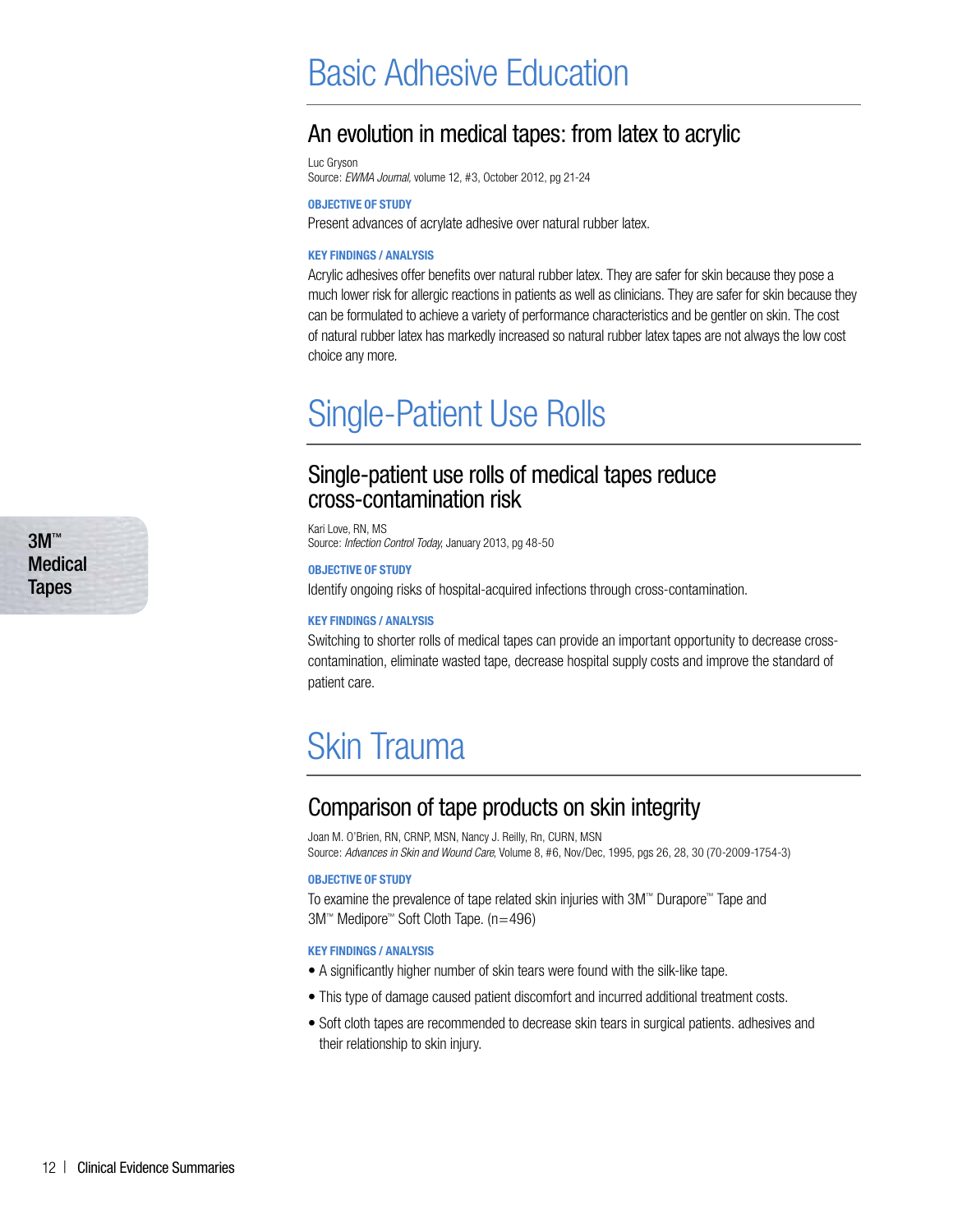# Basic Adhesive Education

## An evolution in medical tapes: from latex to acrylic

Luc Gryson
Source: *EWMA Journal,* volume 12, #3, October 2012, pg 21-24

### OBJECTIVE OF STUDY

Present advances of acrylate adhesive over natural rubber latex.

### KEY FINDINGS / ANALYSIS

Acrylic adhesives offer benefits over natural rubber latex. They are safer for skin because they pose a much lower risk for allergic reactions in patients as well as clinicians. They are safer for skin because they can be formulated to achieve a variety of performance characteristics and be gentler on skin. The cost of natural rubber latex has markedly increased so natural rubber latex tapes are not always the low cost choice any more.

# Single-Patient Use Rolls

## Single-patient use rolls of medical tapes reduce cross-contamination risk

Kari Love, RN, MS
Source: *Infection Control Today,* January 2013, pg 48-50

### OBJECTIVE OF STUDY

Identify ongoing risks of hospital-acquired infections through cross-contamination.

### KEY FINDINGS / ANALYSIS

Switching to shorter rolls of medical tapes can provide an important opportunity to decrease cross-contamination, eliminate wasted tape, decrease hospital supply costs and improve the standard of patient care.

# Skin Trauma

## Comparison of tape products on skin integrity

Joan M. O'Brien, RN, CRNP, MSN, Nancy J. Reilly, Rn, CURN, MSN
Source: *Advances in Skin and Wound Care,* Volume 8, #6, Nov/Dec, 1995, pgs 26, 28, 30 (70-2009-1754-3)

### OBJECTIVE OF STUDY

To examine the prevalence of tape related skin injuries with 3M™ Durapore™ Tape and 3M™ Medipore™ Soft Cloth Tape. (n=496)

### KEY FINDINGS / ANALYSIS

- A significantly higher number of skin tears were found with the silk-like tape.
- This type of damage caused patient discomfort and incurred additional treatment costs.
- Soft cloth tapes are recommended to decrease skin tears in surgical patients. adhesives and their relationship to skin injury.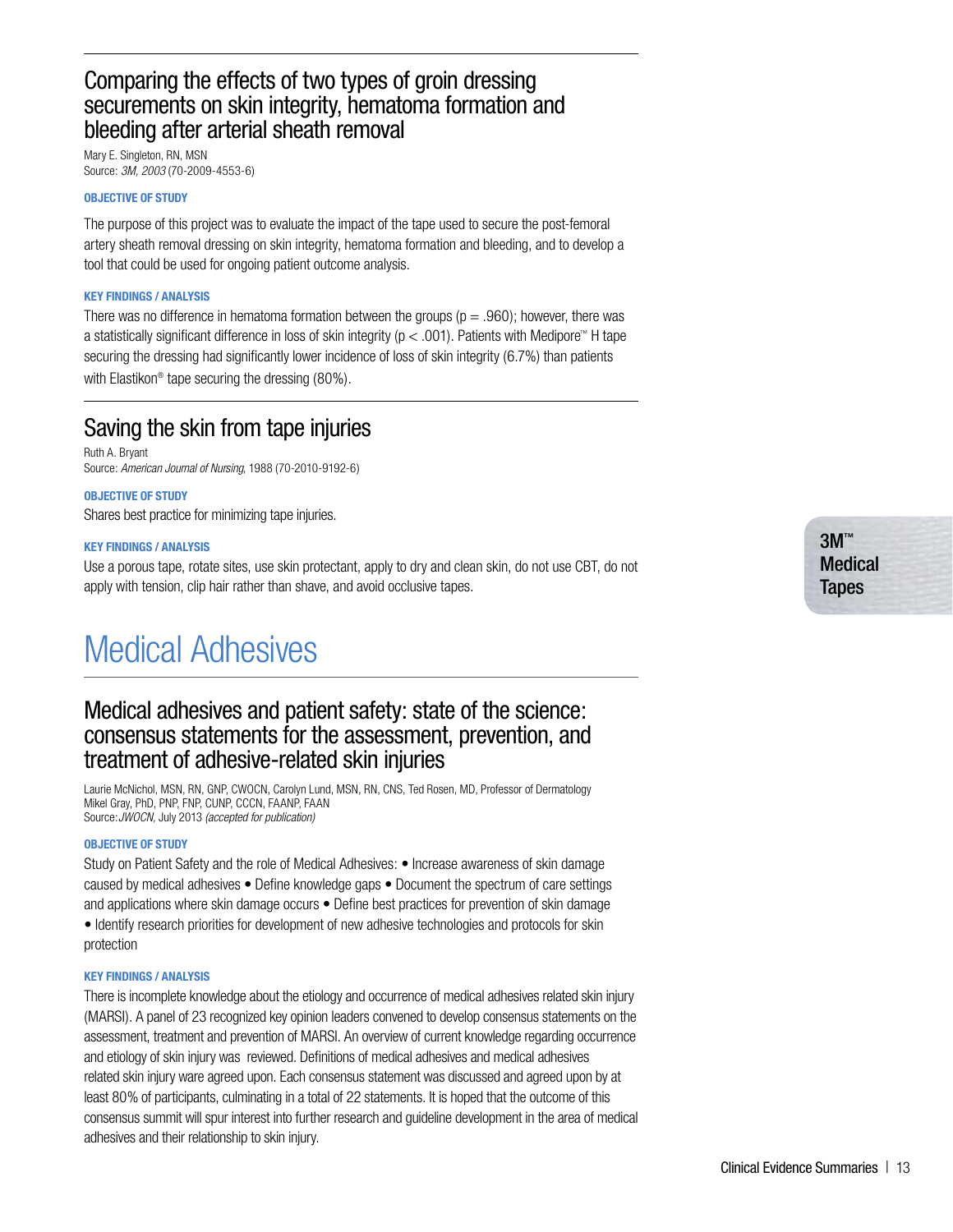## Comparing the effects of two types of groin dressing securements on skin integrity, hematoma formation and bleeding after arterial sheath removal

Mary E. Singleton, RN, MSN
Source: *3M, 2003* (70-2009-4553-6)

**OBJECTIVE OF STUDY**

The purpose of this project was to evaluate the impact of the tape used to secure the post-femoral artery sheath removal dressing on skin integrity, hematoma formation and bleeding, and to develop a tool that could be used for ongoing patient outcome analysis.

**KEY FINDINGS / ANALYSIS**

There was no difference in hematoma formation between the groups ($p = .960$); however, there was a statistically significant difference in loss of skin integrity ($p < .001$). Patients with Medipore™ H tape securing the dressing had significantly lower incidence of loss of skin integrity (6.7%) than patients with Elastikon® tape securing the dressing (80%).

## Saving the skin from tape injuries

Ruth A. Bryant
Source: *American Journal of Nursing*, 1988 (70-2010-9192-6)

**OBJECTIVE OF STUDY**

Shares best practice for minimizing tape injuries.

**KEY FINDINGS / ANALYSIS**

Use a porous tape, rotate sites, use skin protectant, apply to dry and clean skin, do not use CBT, do not apply with tension, clip hair rather than shave, and avoid occlusive tapes.

3M™ Medical Tapes

# Medical Adhesives

## Medical adhesives and patient safety: state of the science: consensus statements for the assessment, prevention, and treatment of adhesive-related skin injuries

Laurie McNichol, MSN, RN, GNP, CWOCN, Carolyn Lund, MSN, RN, CNS, Ted Rosen, MD, Professor of Dermatology
Mikel Gray, PhD, PNP, FNP, CUNP, CCCN, FAANP, FAAN
Source: *JWOCN*, July 2013 *(accepted for publication)*

**OBJECTIVE OF STUDY**

Study on Patient Safety and the role of Medical Adhesives: • Increase awareness of skin damage caused by medical adhesives • Define knowledge gaps • Document the spectrum of care settings and applications where skin damage occurs • Define best practices for prevention of skin damage • Identify research priorities for development of new adhesive technologies and protocols for skin protection

**KEY FINDINGS / ANALYSIS**

There is incomplete knowledge about the etiology and occurrence of medical adhesives related skin injury (MARSI). A panel of 23 recognized key opinion leaders convened to develop consensus statements on the assessment, treatment and prevention of MARSI. An overview of current knowledge regarding occurrence and etiology of skin injury was reviewed. Definitions of medical adhesives and medical adhesives related skin injury ware agreed upon. Each consensus statement was discussed and agreed upon by at least 80% of participants, culminating in a total of 22 statements. It is hoped that the outcome of this consensus summit will spur interest into further research and guideline development in the area of medical adhesives and their relationship to skin injury.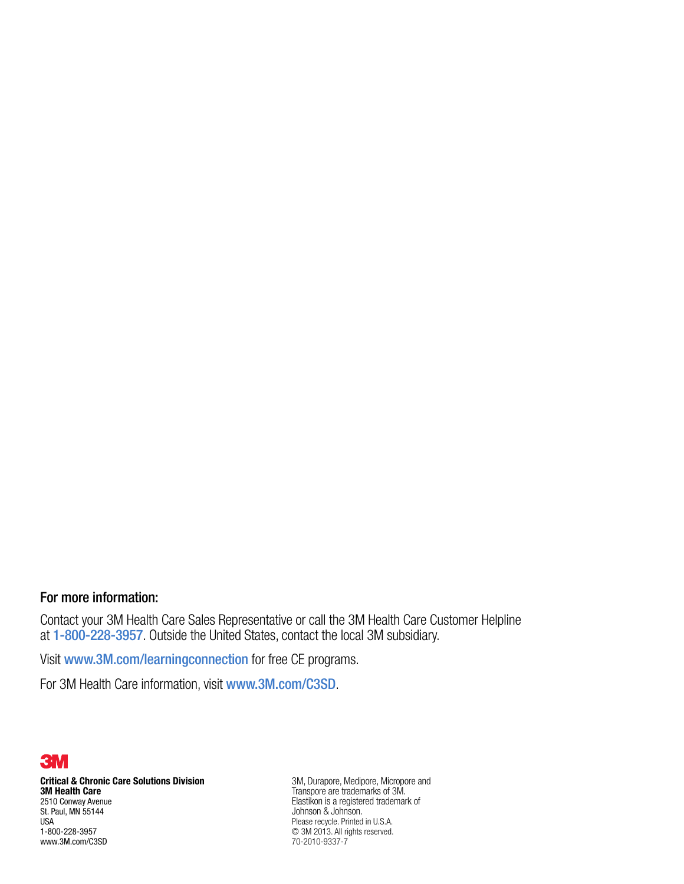## For more information:

Contact your 3M Health Care Sales Representative or call the 3M Health Care Customer Helpline at 1-800-228-3957. Outside the United States, contact the local 3M subsidiary.

Visit www.3M.com/learningconnection for free CE programs.

For 3M Health Care information, visit www.3M.com/C3SD.

3M

**Critical & Chronic Care Solutions Division**
**3M Health Care**
2510 Conway Avenue
St. Paul, MN 55144
USA
1-800-228-3957
www.3M.com/C3SD

3M, Durapore, Medipore, Micropore and Transpore are trademarks of 3M.
Elastikon is a registered trademark of Johnson & Johnson.
Please recycle. Printed in U.S.A.
© 3M 2013. All rights reserved.
70-2010-9337-7